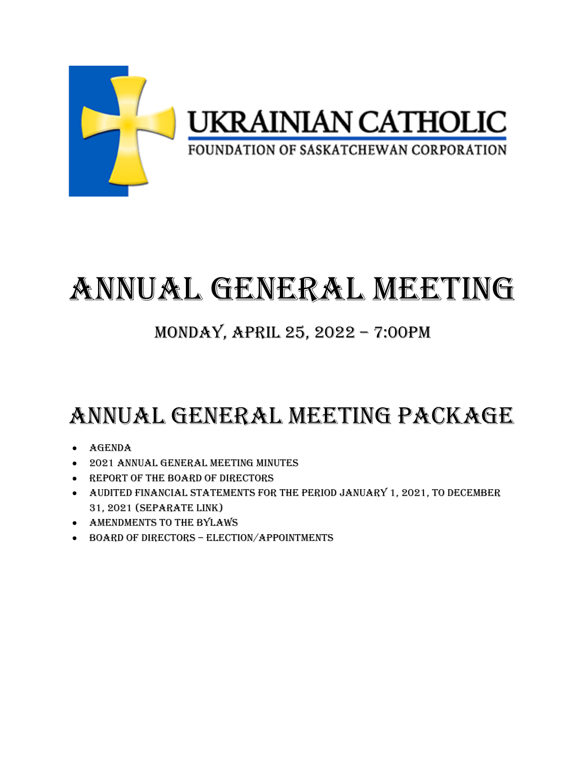UKRAINIAN CATHOLIC

FOUNDATION OF SASKATCHEWAN CORPORATION

# ANNUAL GENERAL MEETING

## MONDAY, APRIL 25, 2022 – 7:00PM

# ANNUAL GENERAL MEETING PACKAGE

- AGENDA
- 2021 ANNUAL GENERAL MEETING MINUTES
- REPORT OF THE BOARD OF DIRECTORS
- AUDITED FINANCIAL STATEMENTS FOR THE PERIOD JANUARY 1, 2021, TO DECEMBER 31, 2021 (SEPARATE LINK)
- AMENDMENTS TO THE BYLAWS
- BOARD OF DIRECTORS – ELECTION/APPOINTMENTS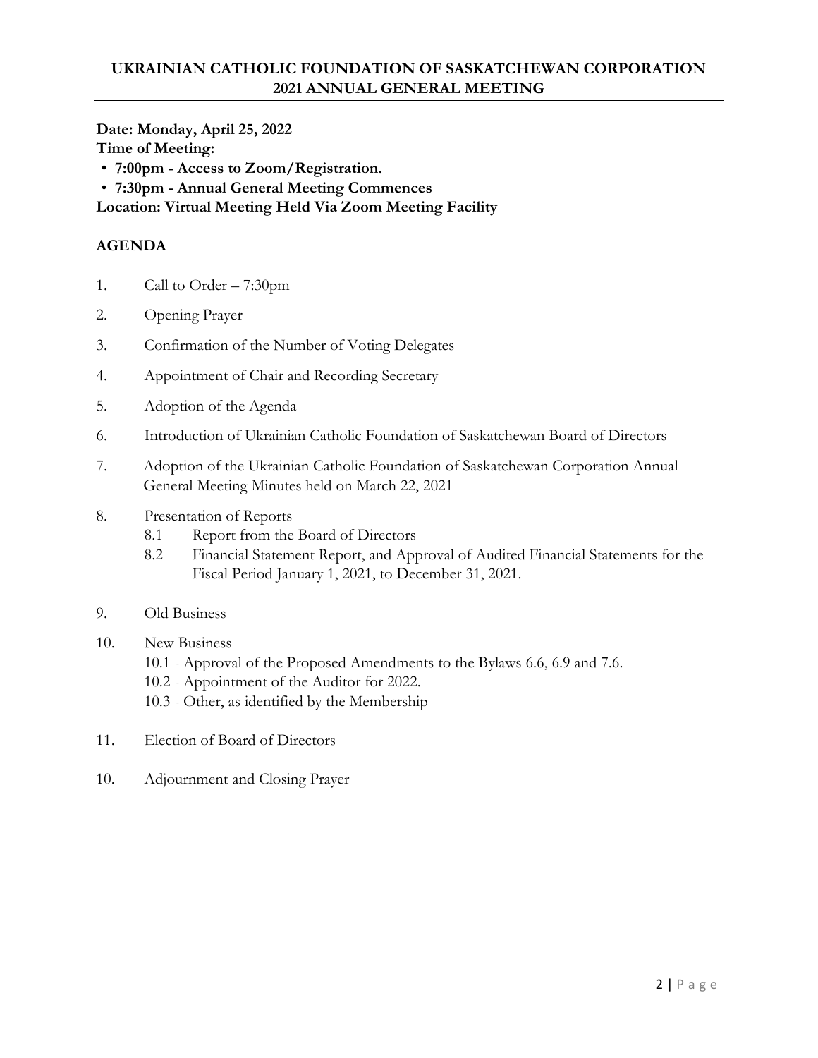# UKRAINIAN CATHOLIC FOUNDATION OF SASKATCHEWAN CORPORATION 2021 ANNUAL GENERAL MEETING

**Date: Monday, April 25, 2022**

**Time of Meeting:**

- **7:00pm - Access to Zoom/Registration.**
- **7:30pm - Annual General Meeting Commences**

**Location: Virtual Meeting Held Via Zoom Meeting Facility**

## AGENDA

1. Call to Order – 7:30pm
2. Opening Prayer
3. Confirmation of the Number of Voting Delegates
4. Appointment of Chair and Recording Secretary
5. Adoption of the Agenda
6. Introduction of Ukrainian Catholic Foundation of Saskatchewan Board of Directors
7. Adoption of the Ukrainian Catholic Foundation of Saskatchewan Corporation Annual General Meeting Minutes held on March 22, 2021
8. Presentation of Reports
   - 8.1 Report from the Board of Directors
   - 8.2 Financial Statement Report, and Approval of Audited Financial Statements for the Fiscal Period January 1, 2021, to December 31, 2021.
9. Old Business
10. New Business
    - 10.1 - Approval of the Proposed Amendments to the Bylaws 6.6, 6.9 and 7.6.
    - 10.2 - Appointment of the Auditor for 2022.
    - 10.3 - Other, as identified by the Membership
11. Election of Board of Directors

10\. Adjournment and Closing Prayer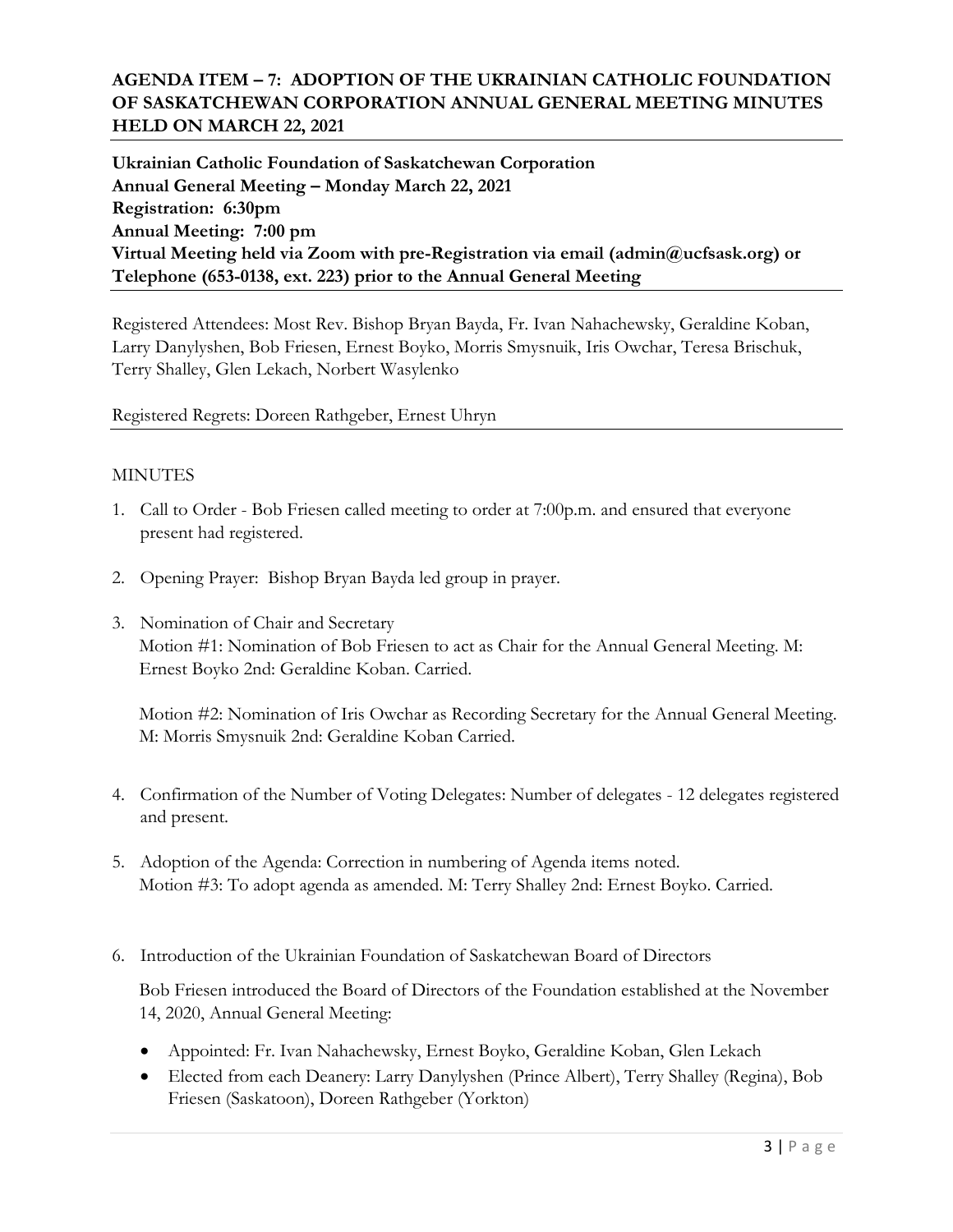## AGENDA ITEM – 7: ADOPTION OF THE UKRAINIAN CATHOLIC FOUNDATION OF SASKATCHEWAN CORPORATION ANNUAL GENERAL MEETING MINUTES HELD ON MARCH 22, 2021

**Ukrainian Catholic Foundation of Saskatchewan Corporation**
**Annual General Meeting – Monday March 22, 2021**
**Registration: 6:30pm**
**Annual Meeting: 7:00 pm**
**Virtual Meeting held via Zoom with pre-Registration via email (admin@ucfsask.org) or Telephone (653-0138, ext. 223) prior to the Annual General Meeting**

Registered Attendees: Most Rev. Bishop Bryan Bayda, Fr. Ivan Nahachewsky, Geraldine Koban, Larry Danylyshen, Bob Friesen, Ernest Boyko, Morris Smysnuik, Iris Owchar, Teresa Brischuk, Terry Shalley, Glen Lekach, Norbert Wasylenko

Registered Regrets: Doreen Rathgeber, Ernest Uhryn

MINUTES

1. Call to Order - Bob Friesen called meeting to order at 7:00p.m. and ensured that everyone present had registered.

2. Opening Prayer: Bishop Bryan Bayda led group in prayer.

3. Nomination of Chair and Secretary
   Motion #1: Nomination of Bob Friesen to act as Chair for the Annual General Meeting. M: Ernest Boyko 2nd: Geraldine Koban. Carried.

   Motion #2: Nomination of Iris Owchar as Recording Secretary for the Annual General Meeting. M: Morris Smysnuik 2nd: Geraldine Koban Carried.

4. Confirmation of the Number of Voting Delegates: Number of delegates - 12 delegates registered and present.

5. Adoption of the Agenda: Correction in numbering of Agenda items noted.
   Motion #3: To adopt agenda as amended. M: Terry Shalley 2nd: Ernest Boyko. Carried.

6. Introduction of the Ukrainian Foundation of Saskatchewan Board of Directors

   Bob Friesen introduced the Board of Directors of the Foundation established at the November 14, 2020, Annual General Meeting:

   - Appointed: Fr. Ivan Nahachewsky, Ernest Boyko, Geraldine Koban, Glen Lekach
   - Elected from each Deanery: Larry Danylyshen (Prince Albert), Terry Shalley (Regina), Bob Friesen (Saskatoon), Doreen Rathgeber (Yorkton)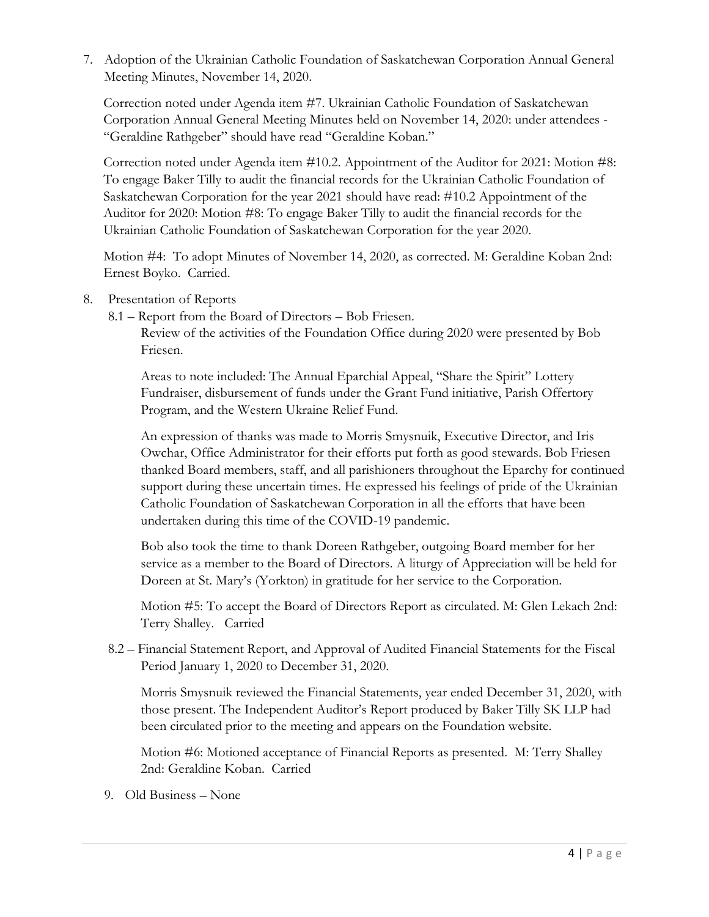7. Adoption of the Ukrainian Catholic Foundation of Saskatchewan Corporation Annual General Meeting Minutes, November 14, 2020.

   Correction noted under Agenda item #7. Ukrainian Catholic Foundation of Saskatchewan Corporation Annual General Meeting Minutes held on November 14, 2020: under attendees - "Geraldine Rathgeber" should have read "Geraldine Koban."

   Correction noted under Agenda item #10.2. Appointment of the Auditor for 2021: Motion #8: To engage Baker Tilly to audit the financial records for the Ukrainian Catholic Foundation of Saskatchewan Corporation for the year 2021 should have read: #10.2 Appointment of the Auditor for 2020: Motion #8: To engage Baker Tilly to audit the financial records for the Ukrainian Catholic Foundation of Saskatchewan Corporation for the year 2020.

   Motion #4: To adopt Minutes of November 14, 2020, as corrected. M: Geraldine Koban 2nd: Ernest Boyko. Carried.

8. Presentation of Reports

   8.1 – Report from the Board of Directors – Bob Friesen.

   Review of the activities of the Foundation Office during 2020 were presented by Bob Friesen.

   Areas to note included: The Annual Eparchial Appeal, "Share the Spirit" Lottery Fundraiser, disbursement of funds under the Grant Fund initiative, Parish Offertory Program, and the Western Ukraine Relief Fund.

   An expression of thanks was made to Morris Smysnuik, Executive Director, and Iris Owchar, Office Administrator for their efforts put forth as good stewards. Bob Friesen thanked Board members, staff, and all parishioners throughout the Eparchy for continued support during these uncertain times. He expressed his feelings of pride of the Ukrainian Catholic Foundation of Saskatchewan Corporation in all the efforts that have been undertaken during this time of the COVID-19 pandemic.

   Bob also took the time to thank Doreen Rathgeber, outgoing Board member for her service as a member to the Board of Directors. A liturgy of Appreciation will be held for Doreen at St. Mary's (Yorkton) in gratitude for her service to the Corporation.

   Motion #5: To accept the Board of Directors Report as circulated. M: Glen Lekach 2nd: Terry Shalley. Carried

   8.2 – Financial Statement Report, and Approval of Audited Financial Statements for the Fiscal Period January 1, 2020 to December 31, 2020.

   Morris Smysnuik reviewed the Financial Statements, year ended December 31, 2020, with those present. The Independent Auditor's Report produced by Baker Tilly SK LLP had been circulated prior to the meeting and appears on the Foundation website.

   Motion #6: Motioned acceptance of Financial Reports as presented. M: Terry Shalley 2nd: Geraldine Koban. Carried

9. Old Business – None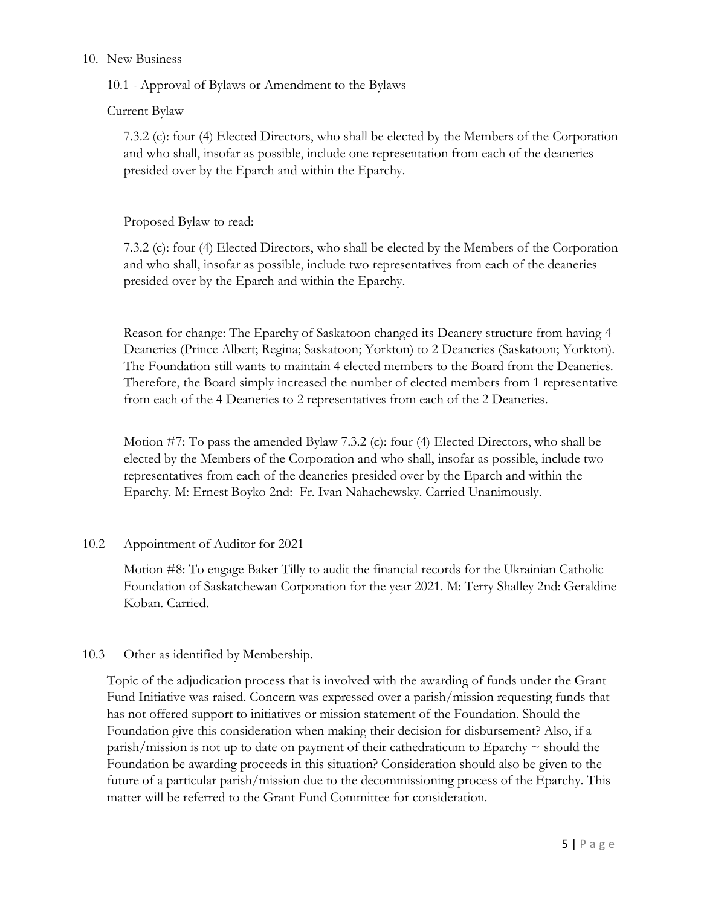10. New Business

10.1 - Approval of Bylaws or Amendment to the Bylaws

Current Bylaw

7.3.2 (c): four (4) Elected Directors, who shall be elected by the Members of the Corporation and who shall, insofar as possible, include one representation from each of the deaneries presided over by the Eparch and within the Eparchy.

Proposed Bylaw to read:

7.3.2 (c): four (4) Elected Directors, who shall be elected by the Members of the Corporation and who shall, insofar as possible, include two representatives from each of the deaneries presided over by the Eparch and within the Eparchy.

Reason for change: The Eparchy of Saskatoon changed its Deanery structure from having 4 Deaneries (Prince Albert; Regina; Saskatoon; Yorkton) to 2 Deaneries (Saskatoon; Yorkton). The Foundation still wants to maintain 4 elected members to the Board from the Deaneries. Therefore, the Board simply increased the number of elected members from 1 representative from each of the 4 Deaneries to 2 representatives from each of the 2 Deaneries.

Motion #7: To pass the amended Bylaw 7.3.2 (c): four (4) Elected Directors, who shall be elected by the Members of the Corporation and who shall, insofar as possible, include two representatives from each of the deaneries presided over by the Eparch and within the Eparchy. M: Ernest Boyko 2nd: Fr. Ivan Nahachewsky. Carried Unanimously.

10.2 Appointment of Auditor for 2021

Motion #8: To engage Baker Tilly to audit the financial records for the Ukrainian Catholic Foundation of Saskatchewan Corporation for the year 2021. M: Terry Shalley 2nd: Geraldine Koban. Carried.

10.3 Other as identified by Membership.

Topic of the adjudication process that is involved with the awarding of funds under the Grant Fund Initiative was raised. Concern was expressed over a parish/mission requesting funds that has not offered support to initiatives or mission statement of the Foundation. Should the Foundation give this consideration when making their decision for disbursement? Also, if a parish/mission is not up to date on payment of their cathedraticum to Eparchy ~ should the Foundation be awarding proceeds in this situation? Consideration should also be given to the future of a particular parish/mission due to the decommissioning process of the Eparchy. This matter will be referred to the Grant Fund Committee for consideration.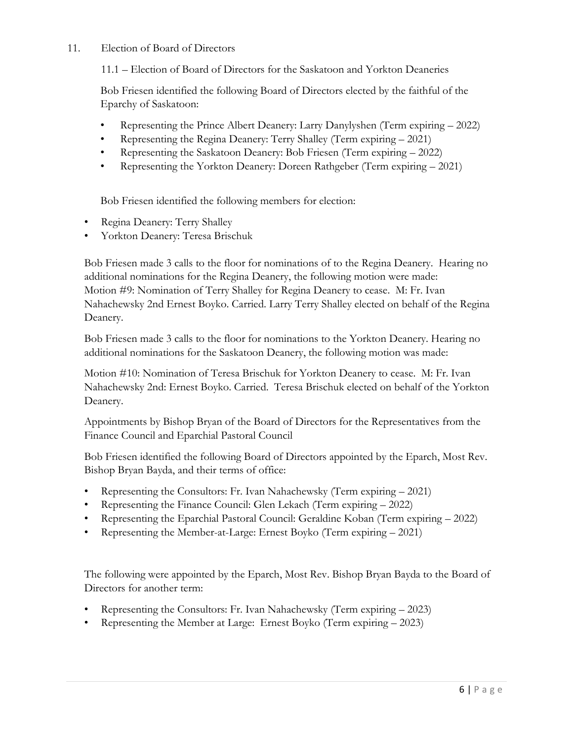11. Election of Board of Directors

11.1 – Election of Board of Directors for the Saskatoon and Yorkton Deaneries

Bob Friesen identified the following Board of Directors elected by the faithful of the Eparchy of Saskatoon:

- Representing the Prince Albert Deanery: Larry Danylyshen (Term expiring – 2022)
- Representing the Regina Deanery: Terry Shalley (Term expiring – 2021)
- Representing the Saskatoon Deanery: Bob Friesen (Term expiring – 2022)
- Representing the Yorkton Deanery: Doreen Rathgeber (Term expiring – 2021)

Bob Friesen identified the following members for election:

- Regina Deanery: Terry Shalley
- Yorkton Deanery: Teresa Brischuk

Bob Friesen made 3 calls to the floor for nominations of to the Regina Deanery. Hearing no additional nominations for the Regina Deanery, the following motion were made:
Motion #9: Nomination of Terry Shalley for Regina Deanery to cease. M: Fr. Ivan Nahachewsky 2nd Ernest Boyko. Carried. Larry Terry Shalley elected on behalf of the Regina Deanery.

Bob Friesen made 3 calls to the floor for nominations to the Yorkton Deanery. Hearing no additional nominations for the Saskatoon Deanery, the following motion was made:

Motion #10: Nomination of Teresa Brischuk for Yorkton Deanery to cease. M: Fr. Ivan Nahachewsky 2nd: Ernest Boyko. Carried. Teresa Brischuk elected on behalf of the Yorkton Deanery.

Appointments by Bishop Bryan of the Board of Directors for the Representatives from the Finance Council and Eparchial Pastoral Council

Bob Friesen identified the following Board of Directors appointed by the Eparch, Most Rev. Bishop Bryan Bayda, and their terms of office:

- Representing the Consultors: Fr. Ivan Nahachewsky (Term expiring – 2021)
- Representing the Finance Council: Glen Lekach (Term expiring – 2022)
- Representing the Eparchial Pastoral Council: Geraldine Koban (Term expiring – 2022)
- Representing the Member-at-Large: Ernest Boyko (Term expiring – 2021)

The following were appointed by the Eparch, Most Rev. Bishop Bryan Bayda to the Board of Directors for another term:

- Representing the Consultors: Fr. Ivan Nahachewsky (Term expiring – 2023)
- Representing the Member at Large: Ernest Boyko (Term expiring – 2023)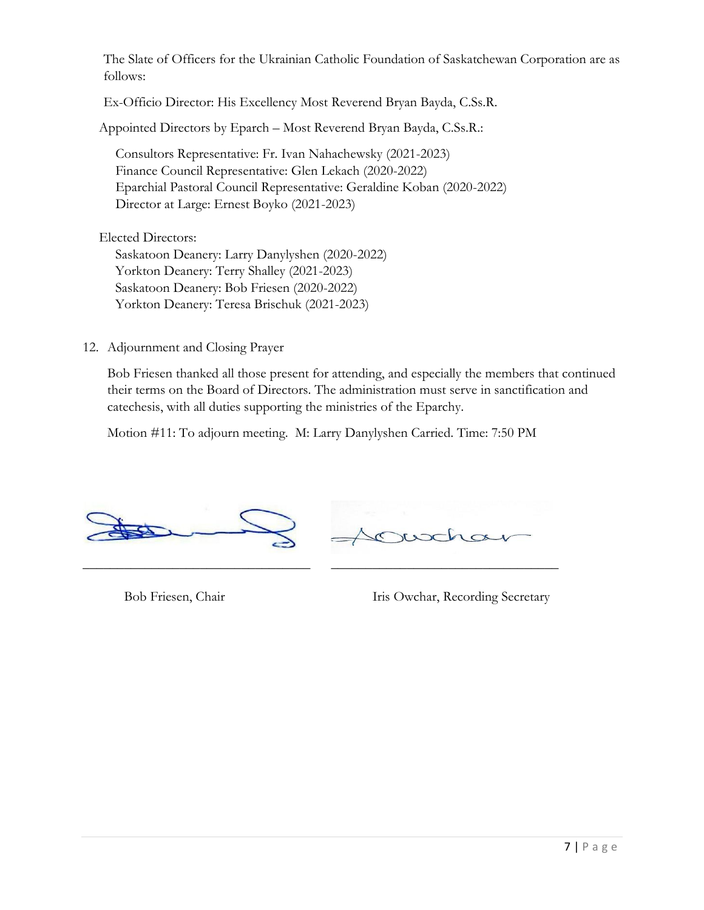The Slate of Officers for the Ukrainian Catholic Foundation of Saskatchewan Corporation are as follows:

Ex-Officio Director: His Excellency Most Reverend Bryan Bayda, C.Ss.R.

Appointed Directors by Eparch – Most Reverend Bryan Bayda, C.Ss.R.:

Consultors Representative: Fr. Ivan Nahachewsky (2021-2023)
Finance Council Representative: Glen Lekach (2020-2022)
Eparchial Pastoral Council Representative: Geraldine Koban (2020-2022)
Director at Large: Ernest Boyko (2021-2023)

Elected Directors:
Saskatoon Deanery: Larry Danylyshen (2020-2022)
Yorkton Deanery: Terry Shalley (2021-2023)
Saskatoon Deanery: Bob Friesen (2020-2022)
Yorkton Deanery: Teresa Brischuk (2021-2023)

12. Adjournment and Closing Prayer

Bob Friesen thanked all those present for attending, and especially the members that continued their terms on the Board of Directors. The administration must serve in sanctification and catechesis, with all duties supporting the ministries of the Eparchy.

Motion #11: To adjourn meeting. M: Larry Danylyshen Carried. Time: 7:50 PM

Bob Friesen, Chair

Iris Owchar, Recording Secretary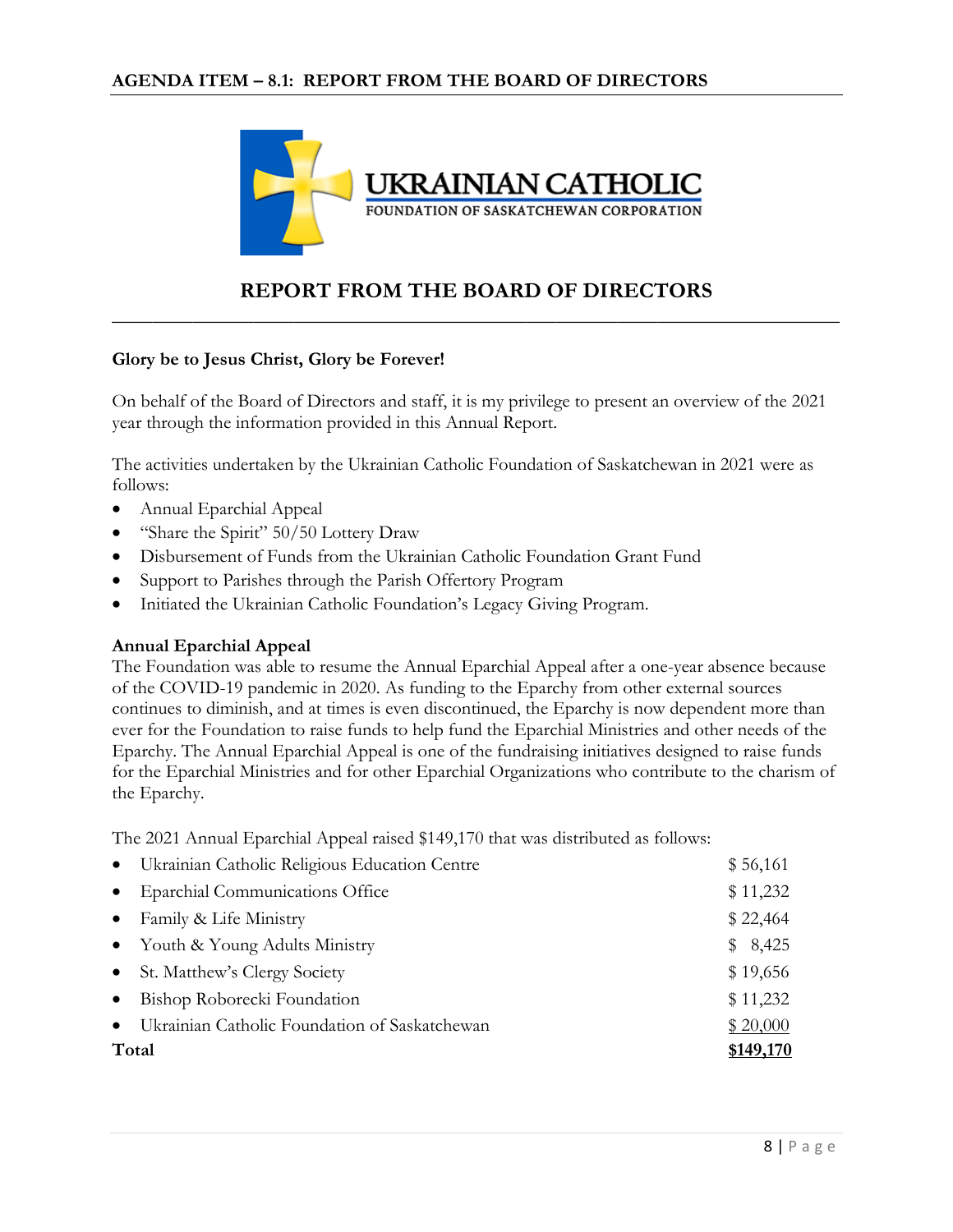**AGENDA ITEM – 8.1: REPORT FROM THE BOARD OF DIRECTORS**

UKRAINIAN CATHOLIC
FOUNDATION OF SASKATCHEWAN CORPORATION

# REPORT FROM THE BOARD OF DIRECTORS

**Glory be to Jesus Christ, Glory be Forever!**

On behalf of the Board of Directors and staff, it is my privilege to present an overview of the 2021 year through the information provided in this Annual Report.

The activities undertaken by the Ukrainian Catholic Foundation of Saskatchewan in 2021 were as follows:

- Annual Eparchial Appeal
- "Share the Spirit" 50/50 Lottery Draw
- Disbursement of Funds from the Ukrainian Catholic Foundation Grant Fund
- Support to Parishes through the Parish Offertory Program
- Initiated the Ukrainian Catholic Foundation's Legacy Giving Program.

**Annual Eparchial Appeal**

The Foundation was able to resume the Annual Eparchial Appeal after a one-year absence because of the COVID-19 pandemic in 2020. As funding to the Eparchy from other external sources continues to diminish, and at times is even discontinued, the Eparchy is now dependent more than ever for the Foundation to raise funds to help fund the Eparchial Ministries and other needs of the Eparchy. The Annual Eparchial Appeal is one of the fundraising initiatives designed to raise funds for the Eparchial Ministries and for other Eparchial Organizations who contribute to the charism of the Eparchy.

The 2021 Annual Eparchial Appeal raised $149,170 that was distributed as follows:

| | |
|---|---|
| • Ukrainian Catholic Religious Education Centre | $ 56,161 |
| • Eparchial Communications Office | $ 11,232 |
| • Family & Life Ministry | $ 22,464 |
| • Youth & Young Adults Ministry | $ 8,425 |
| • St. Matthew's Clergy Society | $ 19,656 |
| • Bishop Roborecki Foundation | $ 11,232 |
| • Ukrainian Catholic Foundation of Saskatchewan | $ 20,000 |
| **Total** | **$149,170** |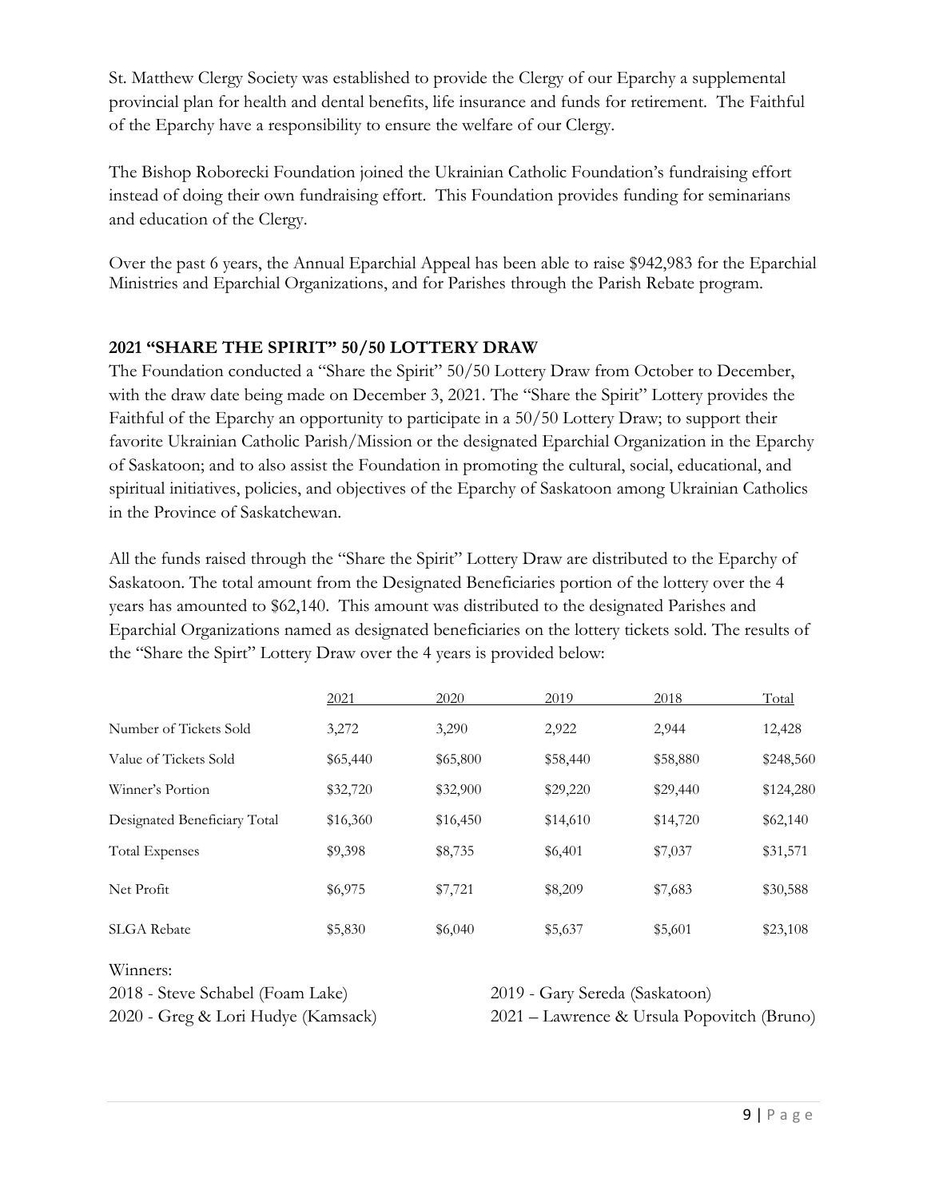St. Matthew Clergy Society was established to provide the Clergy of our Eparchy a supplemental provincial plan for health and dental benefits, life insurance and funds for retirement. The Faithful of the Eparchy have a responsibility to ensure the welfare of our Clergy.

The Bishop Roborecki Foundation joined the Ukrainian Catholic Foundation's fundraising effort instead of doing their own fundraising effort. This Foundation provides funding for seminarians and education of the Clergy.

Over the past 6 years, the Annual Eparchial Appeal has been able to raise $942,983 for the Eparchial Ministries and Eparchial Organizations, and for Parishes through the Parish Rebate program.

## 2021 "SHARE THE SPIRIT" 50/50 LOTTERY DRAW

The Foundation conducted a "Share the Spirit" 50/50 Lottery Draw from October to December, with the draw date being made on December 3, 2021. The "Share the Spirit" Lottery provides the Faithful of the Eparchy an opportunity to participate in a 50/50 Lottery Draw; to support their favorite Ukrainian Catholic Parish/Mission or the designated Eparchial Organization in the Eparchy of Saskatoon; and to also assist the Foundation in promoting the cultural, social, educational, and spiritual initiatives, policies, and objectives of the Eparchy of Saskatoon among Ukrainian Catholics in the Province of Saskatchewan.

All the funds raised through the "Share the Spirit" Lottery Draw are distributed to the Eparchy of Saskatoon. The total amount from the Designated Beneficiaries portion of the lottery over the 4 years has amounted to $62,140. This amount was distributed to the designated Parishes and Eparchial Organizations named as designated beneficiaries on the lottery tickets sold. The results of the "Share the Spirt" Lottery Draw over the 4 years is provided below:

| | 2021 | 2020 | 2019 | 2018 | Total |
|---|---|---|---|---|---|
| Number of Tickets Sold | 3,272 | 3,290 | 2,922 | 2,944 | 12,428 |
| Value of Tickets Sold | $65,440 | $65,800 | $58,440 | $58,880 | $248,560 |
| Winner's Portion | $32,720 | $32,900 | $29,220 | $29,440 | $124,280 |
| Designated Beneficiary Total | $16,360 | $16,450 | $14,610 | $14,720 | $62,140 |
| Total Expenses | $9,398 | $8,735 | $6,401 | $7,037 | $31,571 |
| Net Profit | $6,975 | $7,721 | $8,209 | $7,683 | $30,588 |
| SLGA Rebate | $5,830 | $6,040 | $5,637 | $5,601 | $23,108 |

Winners:

2018 - Steve Schabel (Foam Lake)

2019 - Gary Sereda (Saskatoon)

2020 - Greg & Lori Hudye (Kamsack)

2021 – Lawrence & Ursula Popovitch (Bruno)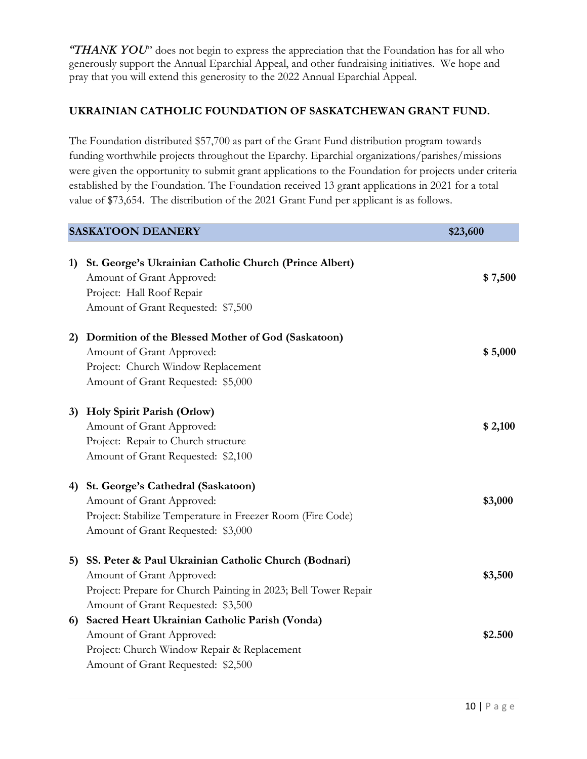***"THANK YOU***" does not begin to express the appreciation that the Foundation has for all who generously support the Annual Eparchial Appeal, and other fundraising initiatives. We hope and pray that you will extend this generosity to the 2022 Annual Eparchial Appeal.

## UKRAINIAN CATHOLIC FOUNDATION OF SASKATCHEWAN GRANT FUND.

The Foundation distributed $57,700 as part of the Grant Fund distribution program towards funding worthwhile projects throughout the Eparchy. Eparchial organizations/parishes/missions were given the opportunity to submit grant applications to the Foundation for projects under criteria established by the Foundation. The Foundation received 13 grant applications in 2021 for a total value of $73,654. The distribution of the 2021 Grant Fund per applicant is as follows.

| **SASKATOON DEANERY** | **$23,600** |
|---|---|

1) **St. George's Ukrainian Catholic Church (Prince Albert)**
   Amount of Grant Approved: **$ 7,500**
   Project: Hall Roof Repair
   Amount of Grant Requested: $7,500

2) **Dormition of the Blessed Mother of God (Saskatoon)**
   Amount of Grant Approved: **$ 5,000**
   Project: Church Window Replacement
   Amount of Grant Requested: $5,000

3) **Holy Spirit Parish (Orlow)**
   Amount of Grant Approved: **$ 2,100**
   Project: Repair to Church structure
   Amount of Grant Requested: $2,100

4) **St. George's Cathedral (Saskatoon)**
   Amount of Grant Approved: **$3,000**
   Project: Stabilize Temperature in Freezer Room (Fire Code)
   Amount of Grant Requested: $3,000

5) **SS. Peter & Paul Ukrainian Catholic Church (Bodnari)**
   Amount of Grant Approved: **$3,500**
   Project: Prepare for Church Painting in 2023; Bell Tower Repair
   Amount of Grant Requested: $3,500

6) **Sacred Heart Ukrainian Catholic Parish (Vonda)**
   Amount of Grant Approved: **$2.500**
   Project: Church Window Repair & Replacement
   Amount of Grant Requested: $2,500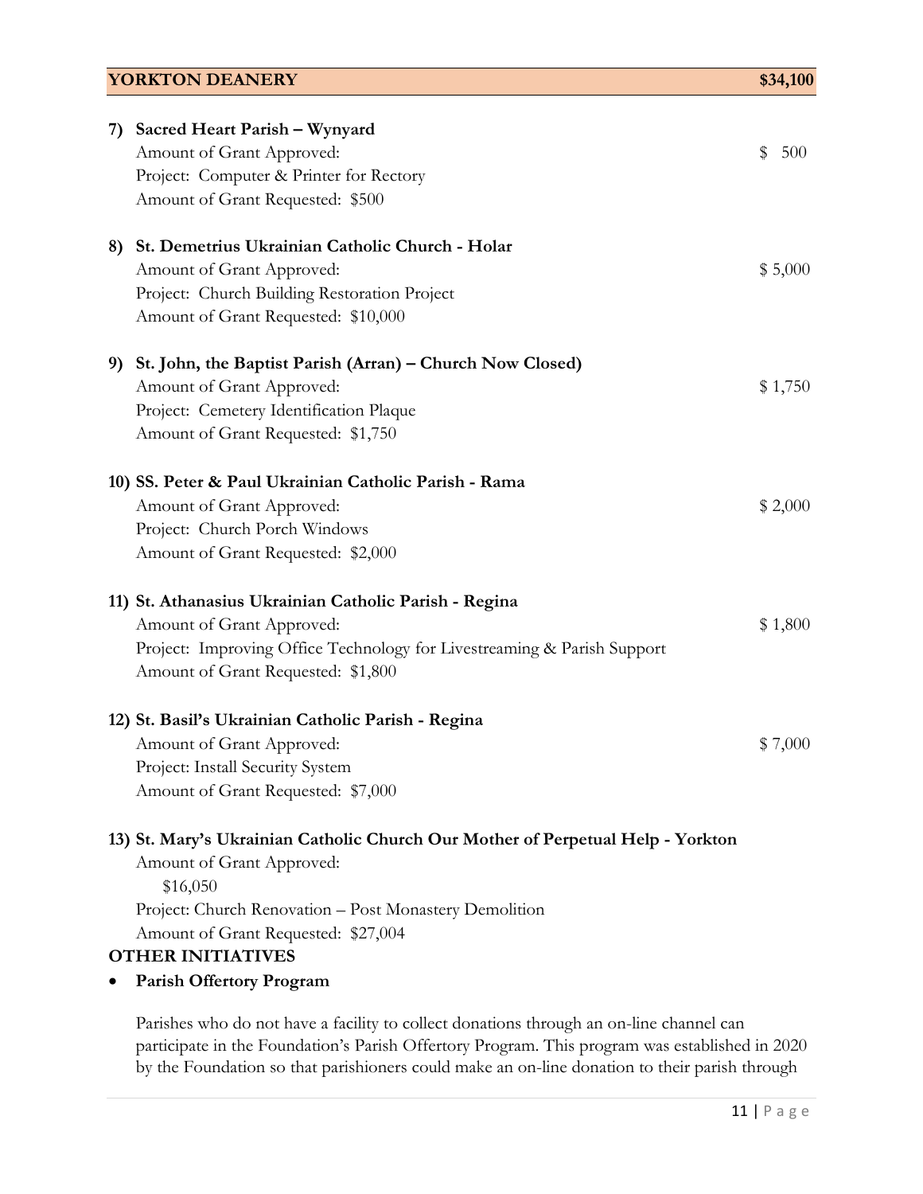## YORKTON DEANERY — $34,100

**7) Sacred Heart Parish – Wynyard**
Amount of Grant Approved: $ 500
Project: Computer & Printer for Rectory
Amount of Grant Requested: $500

**8) St. Demetrius Ukrainian Catholic Church - Holar**
Amount of Grant Approved: $ 5,000
Project: Church Building Restoration Project
Amount of Grant Requested: $10,000

**9) St. John, the Baptist Parish (Arran) – Church Now Closed)**
Amount of Grant Approved: $ 1,750
Project: Cemetery Identification Plaque
Amount of Grant Requested: $1,750

**10) SS. Peter & Paul Ukrainian Catholic Parish - Rama**
Amount of Grant Approved: $ 2,000
Project: Church Porch Windows
Amount of Grant Requested: $2,000

**11) St. Athanasius Ukrainian Catholic Parish - Regina**
Amount of Grant Approved: $ 1,800
Project: Improving Office Technology for Livestreaming & Parish Support
Amount of Grant Requested: $1,800

**12) St. Basil's Ukrainian Catholic Parish - Regina**
Amount of Grant Approved: $ 7,000
Project: Install Security System
Amount of Grant Requested: $7,000

**13) St. Mary's Ukrainian Catholic Church Our Mother of Perpetual Help - Yorkton**
Amount of Grant Approved: $16,050
Project: Church Renovation – Post Monastery Demolition
Amount of Grant Requested: $27,004

**OTHER INITIATIVES**

- **Parish Offertory Program**

Parishes who do not have a facility to collect donations through an on-line channel can participate in the Foundation's Parish Offertory Program. This program was established in 2020 by the Foundation so that parishioners could make an on-line donation to their parish through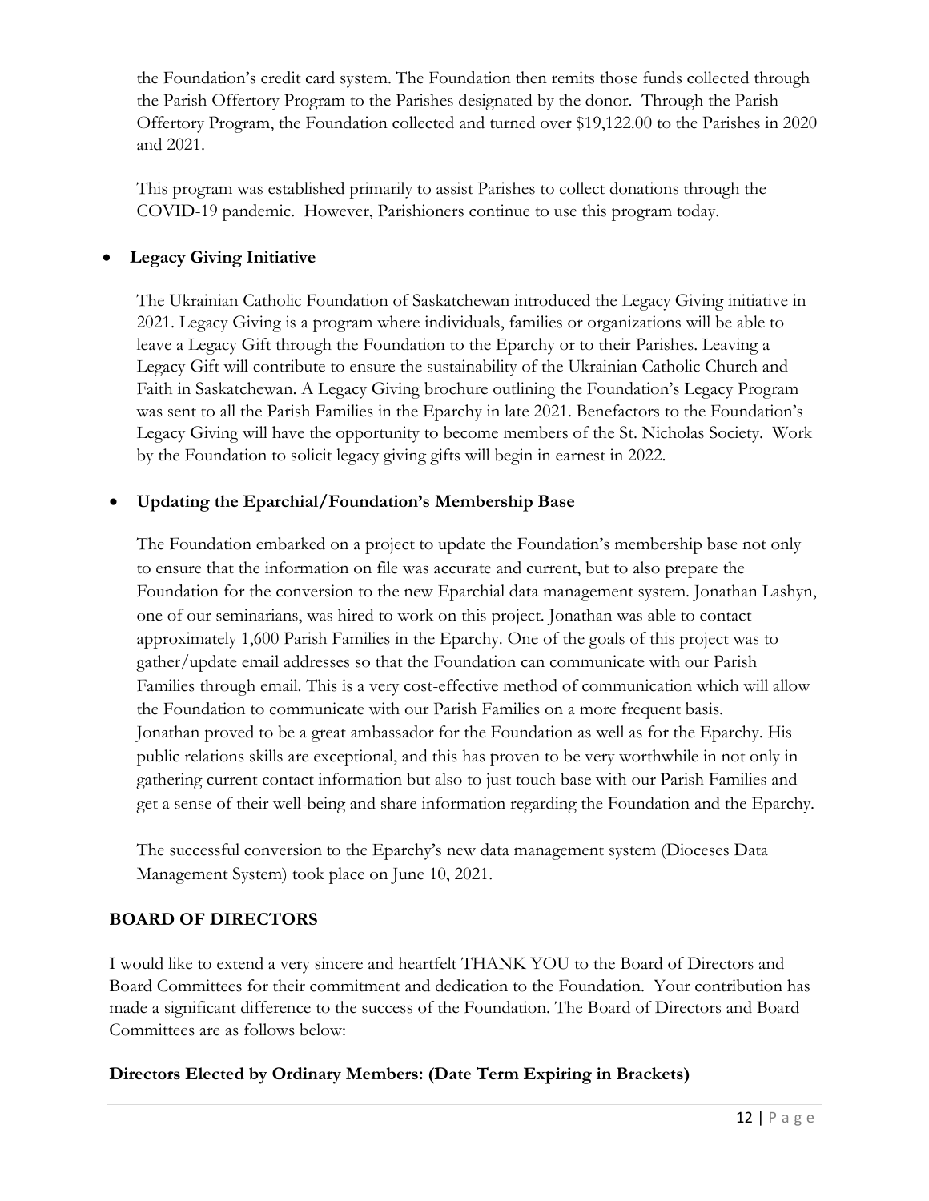the Foundation's credit card system. The Foundation then remits those funds collected through the Parish Offertory Program to the Parishes designated by the donor. Through the Parish Offertory Program, the Foundation collected and turned over $19,122.00 to the Parishes in 2020 and 2021.

This program was established primarily to assist Parishes to collect donations through the COVID-19 pandemic. However, Parishioners continue to use this program today.

- **Legacy Giving Initiative**

  The Ukrainian Catholic Foundation of Saskatchewan introduced the Legacy Giving initiative in 2021. Legacy Giving is a program where individuals, families or organizations will be able to leave a Legacy Gift through the Foundation to the Eparchy or to their Parishes. Leaving a Legacy Gift will contribute to ensure the sustainability of the Ukrainian Catholic Church and Faith in Saskatchewan. A Legacy Giving brochure outlining the Foundation's Legacy Program was sent to all the Parish Families in the Eparchy in late 2021. Benefactors to the Foundation's Legacy Giving will have the opportunity to become members of the St. Nicholas Society. Work by the Foundation to solicit legacy giving gifts will begin in earnest in 2022.

- **Updating the Eparchial/Foundation's Membership Base**

  The Foundation embarked on a project to update the Foundation's membership base not only to ensure that the information on file was accurate and current, but to also prepare the Foundation for the conversion to the new Eparchial data management system. Jonathan Lashyn, one of our seminarians, was hired to work on this project. Jonathan was able to contact approximately 1,600 Parish Families in the Eparchy. One of the goals of this project was to gather/update email addresses so that the Foundation can communicate with our Parish Families through email. This is a very cost-effective method of communication which will allow the Foundation to communicate with our Parish Families on a more frequent basis. Jonathan proved to be a great ambassador for the Foundation as well as for the Eparchy. His public relations skills are exceptional, and this has proven to be very worthwhile in not only in gathering current contact information but also to just touch base with our Parish Families and get a sense of their well-being and share information regarding the Foundation and the Eparchy.

  The successful conversion to the Eparchy's new data management system (Dioceses Data Management System) took place on June 10, 2021.

## BOARD OF DIRECTORS

I would like to extend a very sincere and heartfelt THANK YOU to the Board of Directors and Board Committees for their commitment and dedication to the Foundation. Your contribution has made a significant difference to the success of the Foundation. The Board of Directors and Board Committees are as follows below:

**Directors Elected by Ordinary Members: (Date Term Expiring in Brackets)**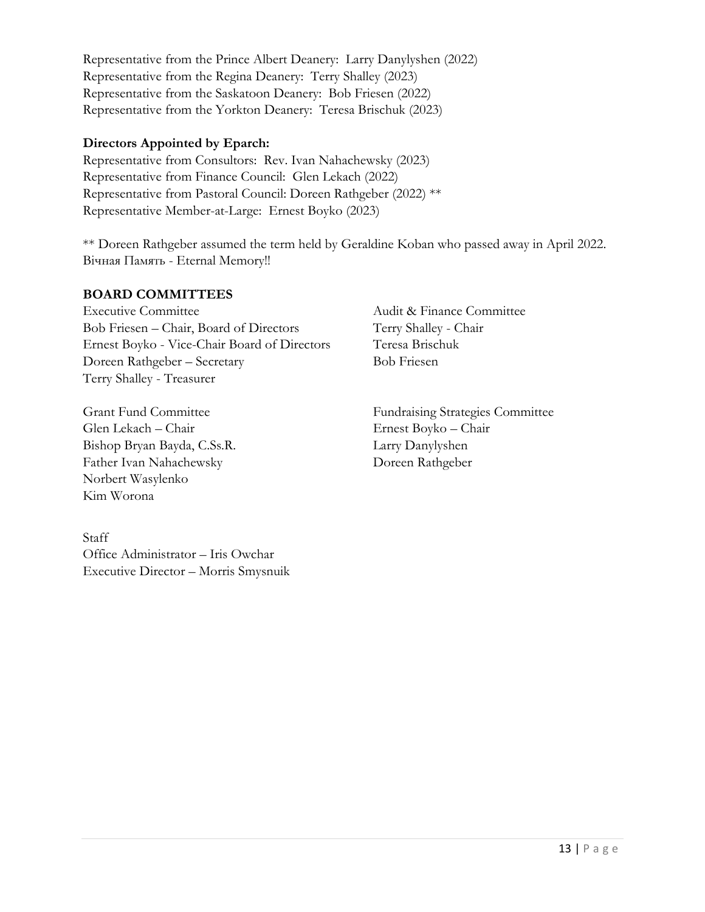Representative from the Prince Albert Deanery: Larry Danylyshen (2022)
Representative from the Regina Deanery: Terry Shalley (2023)
Representative from the Saskatoon Deanery: Bob Friesen (2022)
Representative from the Yorkton Deanery: Teresa Brischuk (2023)

**Directors Appointed by Eparch:**
Representative from Consultors: Rev. Ivan Nahachewsky (2023)
Representative from Finance Council: Glen Lekach (2022)
Representative from Pastoral Council: Doreen Rathgeber (2022) **
Representative Member-at-Large: Ernest Boyko (2023)

** Doreen Rathgeber assumed the term held by Geraldine Koban who passed away in April 2022. Вічная Память - Eternal Memory!!

**BOARD COMMITTEES**

Executive Committee
Bob Friesen – Chair, Board of Directors
Ernest Boyko - Vice-Chair Board of Directors
Doreen Rathgeber – Secretary
Terry Shalley - Treasurer

Audit & Finance Committee
Terry Shalley - Chair
Teresa Brischuk
Bob Friesen

Grant Fund Committee
Glen Lekach – Chair
Bishop Bryan Bayda, C.Ss.R.
Father Ivan Nahachewsky
Norbert Wasylenko
Kim Worona

Fundraising Strategies Committee
Ernest Boyko – Chair
Larry Danylyshen
Doreen Rathgeber

Staff
Office Administrator – Iris Owchar
Executive Director – Morris Smysnuik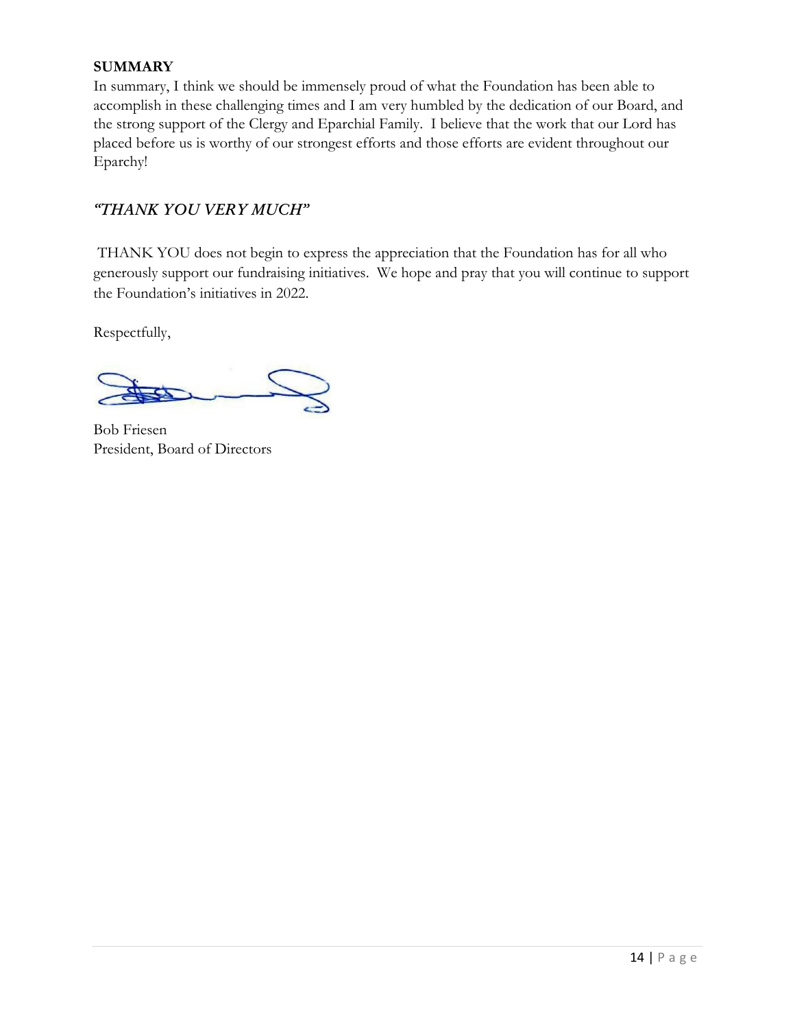**SUMMARY**

In summary, I think we should be immensely proud of what the Foundation has been able to accomplish in these challenging times and I am very humbled by the dedication of our Board, and the strong support of the Clergy and Eparchial Family. I believe that the work that our Lord has placed before us is worthy of our strongest efforts and those efforts are evident throughout our Eparchy!

## *"THANK YOU VERY MUCH"*

THANK YOU does not begin to express the appreciation that the Foundation has for all who generously support our fundraising initiatives. We hope and pray that you will continue to support the Foundation's initiatives in 2022.

Respectfully,

Bob Friesen
President, Board of Directors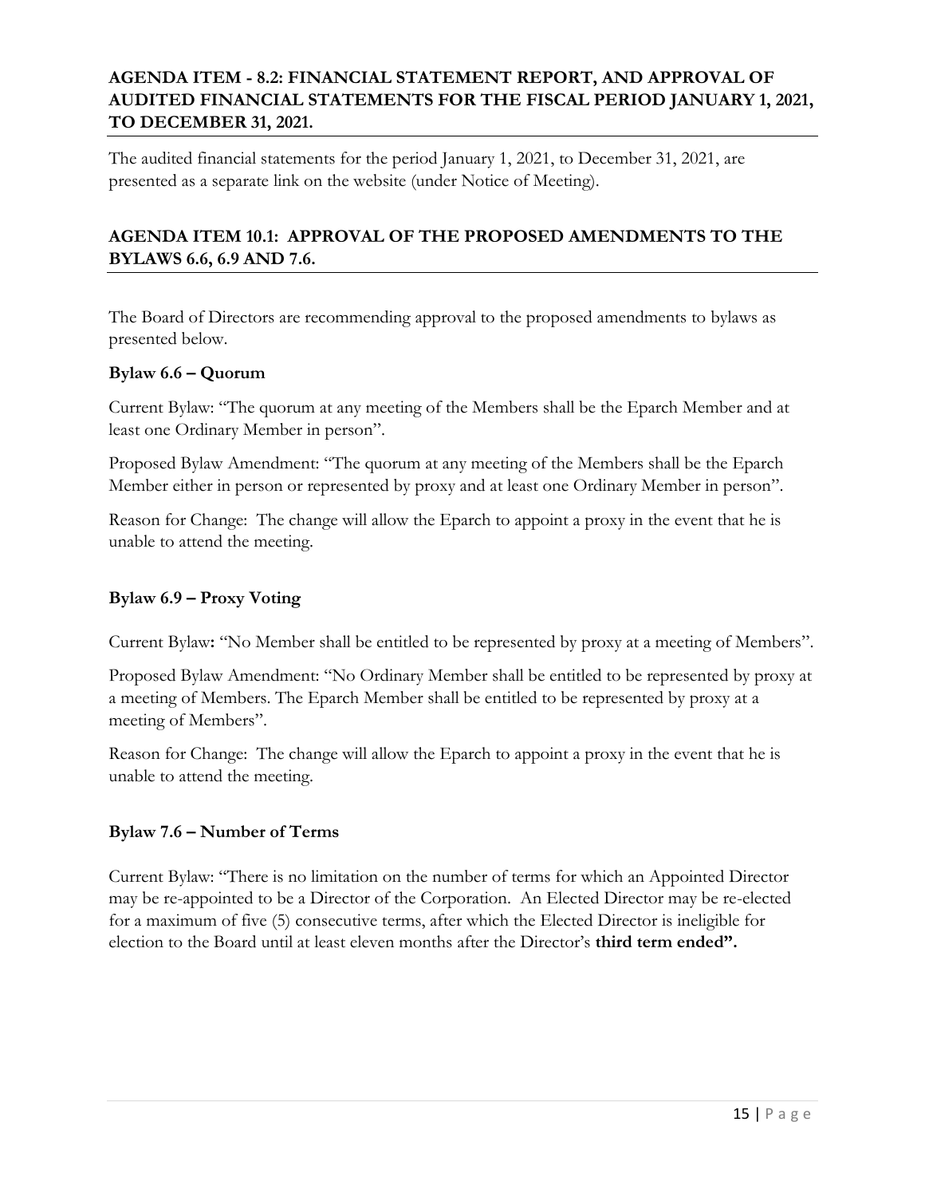## AGENDA ITEM - 8.2: FINANCIAL STATEMENT REPORT, AND APPROVAL OF AUDITED FINANCIAL STATEMENTS FOR THE FISCAL PERIOD JANUARY 1, 2021, TO DECEMBER 31, 2021.

The audited financial statements for the period January 1, 2021, to December 31, 2021, are presented as a separate link on the website (under Notice of Meeting).

## AGENDA ITEM 10.1: APPROVAL OF THE PROPOSED AMENDMENTS TO THE BYLAWS 6.6, 6.9 AND 7.6.

The Board of Directors are recommending approval to the proposed amendments to bylaws as presented below.

### Bylaw 6.6 – Quorum

Current Bylaw: "The quorum at any meeting of the Members shall be the Eparch Member and at least one Ordinary Member in person".

Proposed Bylaw Amendment: "The quorum at any meeting of the Members shall be the Eparch Member either in person or represented by proxy and at least one Ordinary Member in person".

Reason for Change: The change will allow the Eparch to appoint a proxy in the event that he is unable to attend the meeting.

### Bylaw 6.9 – Proxy Voting

Current Bylaw**:** "No Member shall be entitled to be represented by proxy at a meeting of Members".

Proposed Bylaw Amendment: "No Ordinary Member shall be entitled to be represented by proxy at a meeting of Members. The Eparch Member shall be entitled to be represented by proxy at a meeting of Members".

Reason for Change: The change will allow the Eparch to appoint a proxy in the event that he is unable to attend the meeting.

### Bylaw 7.6 – Number of Terms

Current Bylaw: "There is no limitation on the number of terms for which an Appointed Director may be re-appointed to be a Director of the Corporation. An Elected Director may be re-elected for a maximum of five (5) consecutive terms, after which the Elected Director is ineligible for election to the Board until at least eleven months after the Director's **third term ended".**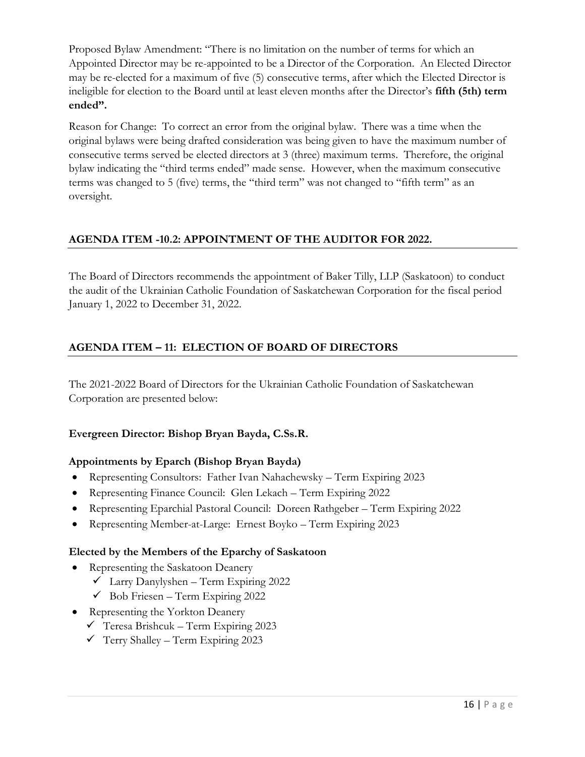Proposed Bylaw Amendment: "There is no limitation on the number of terms for which an Appointed Director may be re-appointed to be a Director of the Corporation. An Elected Director may be re-elected for a maximum of five (5) consecutive terms, after which the Elected Director is ineligible for election to the Board until at least eleven months after the Director's **fifth (5th) term ended".**

Reason for Change: To correct an error from the original bylaw. There was a time when the original bylaws were being drafted consideration was being given to have the maximum number of consecutive terms served be elected directors at 3 (three) maximum terms. Therefore, the original bylaw indicating the "third terms ended" made sense. However, when the maximum consecutive terms was changed to 5 (five) terms, the "third term" was not changed to "fifth term" as an oversight.

## AGENDA ITEM -10.2: APPOINTMENT OF THE AUDITOR FOR 2022.

The Board of Directors recommends the appointment of Baker Tilly, LLP (Saskatoon) to conduct the audit of the Ukrainian Catholic Foundation of Saskatchewan Corporation for the fiscal period January 1, 2022 to December 31, 2022.

## AGENDA ITEM – 11: ELECTION OF BOARD OF DIRECTORS

The 2021-2022 Board of Directors for the Ukrainian Catholic Foundation of Saskatchewan Corporation are presented below:

**Evergreen Director: Bishop Bryan Bayda, C.Ss.R.**

**Appointments by Eparch (Bishop Bryan Bayda)**

- Representing Consultors: Father Ivan Nahachewsky – Term Expiring 2023
- Representing Finance Council: Glen Lekach – Term Expiring 2022
- Representing Eparchial Pastoral Council: Doreen Rathgeber – Term Expiring 2022
- Representing Member-at-Large: Ernest Boyko – Term Expiring 2023

**Elected by the Members of the Eparchy of Saskatoon**

- Representing the Saskatoon Deanery
  - ✓ Larry Danylyshen – Term Expiring 2022
  - ✓ Bob Friesen – Term Expiring 2022
- Representing the Yorkton Deanery
  - ✓ Teresa Brishcuk – Term Expiring 2023
  - ✓ Terry Shalley – Term Expiring 2023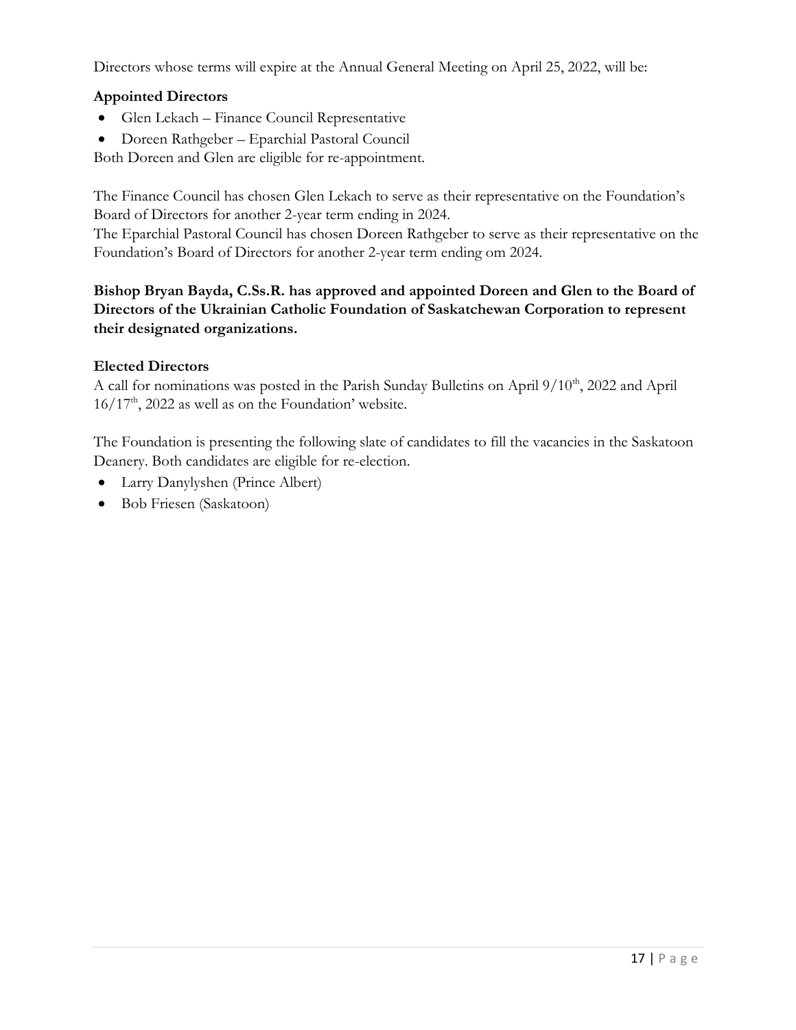Directors whose terms will expire at the Annual General Meeting on April 25, 2022, will be:

**Appointed Directors**

- Glen Lekach – Finance Council Representative
- Doreen Rathgeber – Eparchial Pastoral Council

Both Doreen and Glen are eligible for re-appointment.

The Finance Council has chosen Glen Lekach to serve as their representative on the Foundation's Board of Directors for another 2-year term ending in 2024.
The Eparchial Pastoral Council has chosen Doreen Rathgeber to serve as their representative on the Foundation's Board of Directors for another 2-year term ending om 2024.

**Bishop Bryan Bayda, C.Ss.R. has approved and appointed Doreen and Glen to the Board of Directors of the Ukrainian Catholic Foundation of Saskatchewan Corporation to represent their designated organizations.**

**Elected Directors**

A call for nominations was posted in the Parish Sunday Bulletins on April 9/10th, 2022 and April 16/17th, 2022 as well as on the Foundation' website.

The Foundation is presenting the following slate of candidates to fill the vacancies in the Saskatoon Deanery. Both candidates are eligible for re-election.

- Larry Danylyshen (Prince Albert)
- Bob Friesen (Saskatoon)